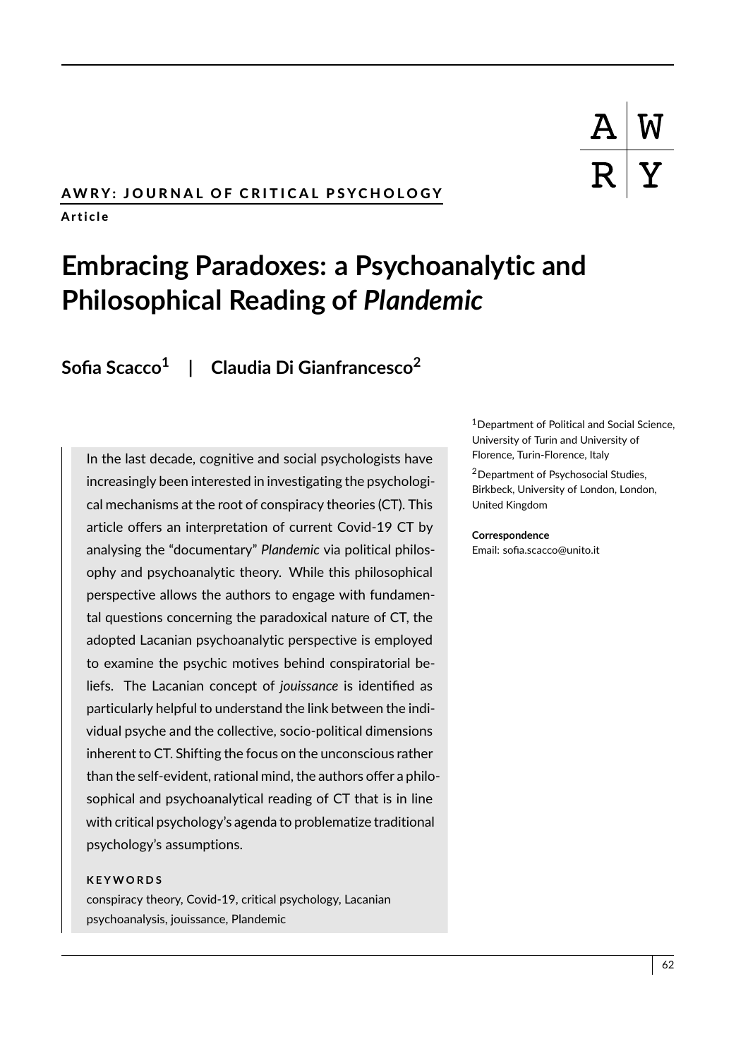**AWRY: JOURNAL OF CRITICAL PSYCHOLOGY**

**Article**

# Embracing Paradoxes: a Psychoanalytic and Philosophical Reading of *Plandemic*

**Sofia Scacco[1] | Claudia Di Gianfrancesco[2]**

[1]Department of Political and Social Science, University of Turin and University of Florence, Turin-Florence, Italy

[2]Department of Psychosocial Studies, Birkbeck, University of London, London, United Kingdom

**Correspondence**
Email: sofia.scacco@unito.it

In the last decade, cognitive and social psychologists have increasingly been interested in investigating the psychological mechanisms at the root of conspiracy theories (CT). This article offers an interpretation of current Covid-19 CT by analysing the "documentary" *Plandemic* via political philosophy and psychoanalytic theory. While this philosophical perspective allows the authors to engage with fundamental questions concerning the paradoxical nature of CT, the adopted Lacanian psychoanalytic perspective is employed to examine the psychic motives behind conspiratorial beliefs. The Lacanian concept of *jouissance* is identified as particularly helpful to understand the link between the individual psyche and the collective, socio-political dimensions inherent to CT. Shifting the focus on the unconscious rather than the self-evident, rational mind, the authors offer a philosophical and psychoanalytical reading of CT that is in line with critical psychology's agenda to problematize traditional psychology's assumptions.

**KEYWORDS**

conspiracy theory, Covid-19, critical psychology, Lacanian psychoanalysis, jouissance, Plandemic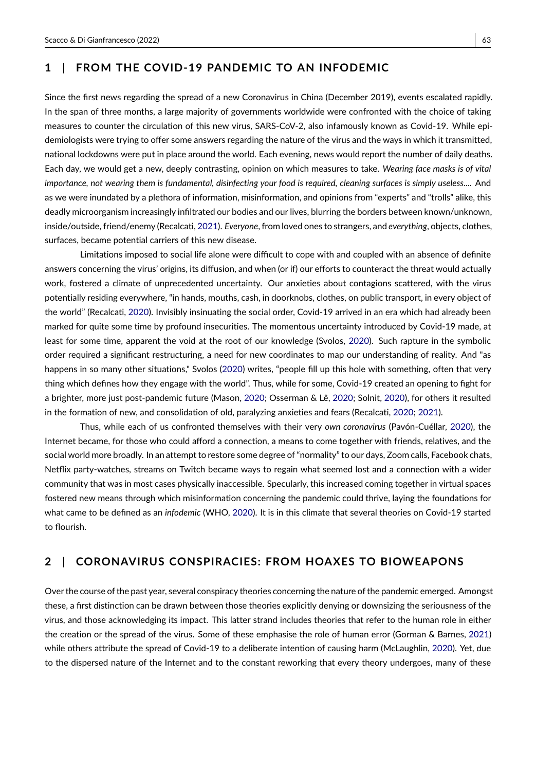## 1 | FROM THE COVID-19 PANDEMIC TO AN INFODEMIC

Since the first news regarding the spread of a new Coronavirus in China (December 2019), events escalated rapidly. In the span of three months, a large majority of governments worldwide were confronted with the choice of taking measures to counter the circulation of this new virus, SARS-CoV-2, also infamously known as Covid-19. While epidemiologists were trying to offer some answers regarding the nature of the virus and the ways in which it transmitted, national lockdowns were put in place around the world. Each evening, news would report the number of daily deaths. Each day, we would get a new, deeply contrasting, opinion on which measures to take. *Wearing face masks is of vital importance, not wearing them is fundamental, disinfecting your food is required, cleaning surfaces is simply useless....* And as we were inundated by a plethora of information, misinformation, and opinions from "experts" and "trolls" alike, this deadly microorganism increasingly infiltrated our bodies and our lives, blurring the borders between known/unknown, inside/outside, friend/enemy (Recalcati, 2021). *Everyone*, from loved ones to strangers, and *everything*, objects, clothes, surfaces, became potential carriers of this new disease.

Limitations imposed to social life alone were difficult to cope with and coupled with an absence of definite answers concerning the virus' origins, its diffusion, and when (or if) our efforts to counteract the threat would actually work, fostered a climate of unprecedented uncertainty. Our anxieties about contagions scattered, with the virus potentially residing everywhere, "in hands, mouths, cash, in doorknobs, clothes, on public transport, in every object of the world" (Recalcati, 2020). Invisibly insinuating the social order, Covid-19 arrived in an era which had already been marked for quite some time by profound insecurities. The momentous uncertainty introduced by Covid-19 made, at least for some time, apparent the void at the root of our knowledge (Svolos, 2020). Such rapture in the symbolic order required a significant restructuring, a need for new coordinates to map our understanding of reality. And "as happens in so many other situations," Svolos (2020) writes, "people fill up this hole with something, often that very thing which defines how they engage with the world". Thus, while for some, Covid-19 created an opening to fight for a brighter, more just post-pandemic future (Mason, 2020; Osserman & Lê, 2020; Solnit, 2020), for others it resulted in the formation of new, and consolidation of old, paralyzing anxieties and fears (Recalcati, 2020; 2021).

Thus, while each of us confronted themselves with their very *own coronavirus* (Pavón-Cuéllar, 2020), the Internet became, for those who could afford a connection, a means to come together with friends, relatives, and the social world more broadly. In an attempt to restore some degree of "normality" to our days, Zoom calls, Facebook chats, Netflix party-watches, streams on Twitch became ways to regain what seemed lost and a connection with a wider community that was in most cases physically inaccessible. Specularly, this increased coming together in virtual spaces fostered new means through which misinformation concerning the pandemic could thrive, laying the foundations for what came to be defined as an *infodemic* (WHO, 2020). It is in this climate that several theories on Covid-19 started to flourish.

## 2 | CORONAVIRUS CONSPIRACIES: FROM HOAXES TO BIOWEAPONS

Over the course of the past year, several conspiracy theories concerning the nature of the pandemic emerged. Amongst these, a first distinction can be drawn between those theories explicitly denying or downsizing the seriousness of the virus, and those acknowledging its impact. This latter strand includes theories that refer to the human role in either the creation or the spread of the virus. Some of these emphasise the role of human error (Gorman & Barnes, 2021) while others attribute the spread of Covid-19 to a deliberate intention of causing harm (McLaughlin, 2020). Yet, due to the dispersed nature of the Internet and to the constant reworking that every theory undergoes, many of these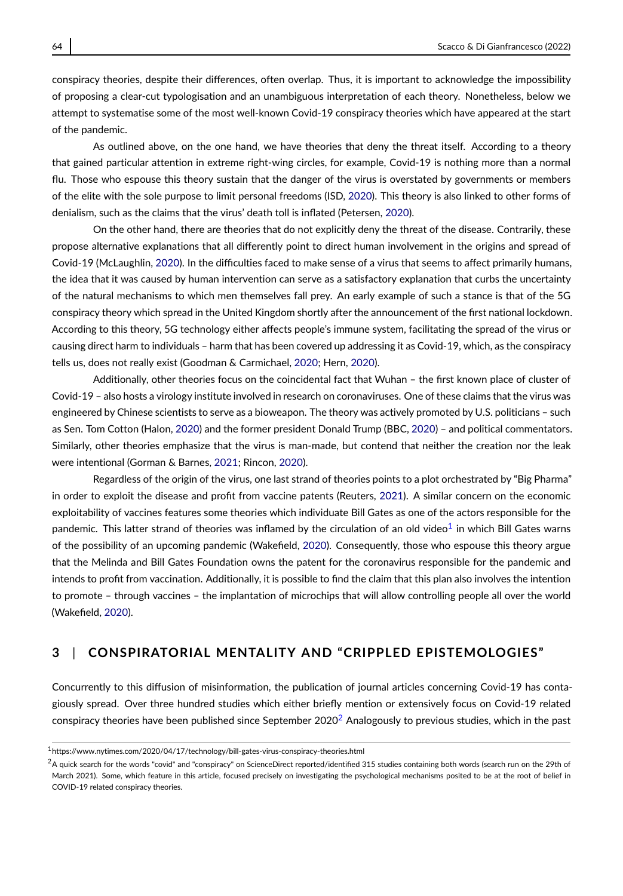conspiracy theories, despite their differences, often overlap. Thus, it is important to acknowledge the impossibility of proposing a clear-cut typologisation and an unambiguous interpretation of each theory. Nonetheless, below we attempt to systematise some of the most well-known Covid-19 conspiracy theories which have appeared at the start of the pandemic.

As outlined above, on the one hand, we have theories that deny the threat itself. According to a theory that gained particular attention in extreme right-wing circles, for example, Covid-19 is nothing more than a normal flu. Those who espouse this theory sustain that the danger of the virus is overstated by governments or members of the elite with the sole purpose to limit personal freedoms (ISD, 2020). This theory is also linked to other forms of denialism, such as the claims that the virus' death toll is inflated (Petersen, 2020).

On the other hand, there are theories that do not explicitly deny the threat of the disease. Contrarily, these propose alternative explanations that all differently point to direct human involvement in the origins and spread of Covid-19 (McLaughlin, 2020). In the difficulties faced to make sense of a virus that seems to affect primarily humans, the idea that it was caused by human intervention can serve as a satisfactory explanation that curbs the uncertainty of the natural mechanisms to which men themselves fall prey. An early example of such a stance is that of the 5G conspiracy theory which spread in the United Kingdom shortly after the announcement of the first national lockdown. According to this theory, 5G technology either affects people's immune system, facilitating the spread of the virus or causing direct harm to individuals – harm that has been covered up addressing it as Covid-19, which, as the conspiracy tells us, does not really exist (Goodman & Carmichael, 2020; Hern, 2020).

Additionally, other theories focus on the coincidental fact that Wuhan – the first known place of cluster of Covid-19 – also hosts a virology institute involved in research on coronaviruses. One of these claims that the virus was engineered by Chinese scientists to serve as a bioweapon. The theory was actively promoted by U.S. politicians – such as Sen. Tom Cotton (Halon, 2020) and the former president Donald Trump (BBC, 2020) – and political commentators. Similarly, other theories emphasize that the virus is man-made, but contend that neither the creation nor the leak were intentional (Gorman & Barnes, 2021; Rincon, 2020).

Regardless of the origin of the virus, one last strand of theories points to a plot orchestrated by "Big Pharma" in order to exploit the disease and profit from vaccine patents (Reuters, 2021). A similar concern on the economic exploitability of vaccines features some theories which individuate Bill Gates as one of the actors responsible for the pandemic. This latter strand of theories was inflamed by the circulation of an old video[1] in which Bill Gates warns of the possibility of an upcoming pandemic (Wakefield, 2020). Consequently, those who espouse this theory argue that the Melinda and Bill Gates Foundation owns the patent for the coronavirus responsible for the pandemic and intends to profit from vaccination. Additionally, it is possible to find the claim that this plan also involves the intention to promote – through vaccines – the implantation of microchips that will allow controlling people all over the world (Wakefield, 2020).

## 3 | CONSPIRATORIAL MENTALITY AND "CRIPPLED EPISTEMOLOGIES"

Concurrently to this diffusion of misinformation, the publication of journal articles concerning Covid-19 has contagiously spread. Over three hundred studies which either briefly mention or extensively focus on Covid-19 related conspiracy theories have been published since September 2020[2] Analogously to previous studies, which in the past

[1] https://www.nytimes.com/2020/04/17/technology/bill-gates-virus-conspiracy-theories.html

[2] A quick search for the words "covid" and "conspiracy" on ScienceDirect reported/identified 315 studies containing both words (search run on the 29th of March 2021). Some, which feature in this article, focused precisely on investigating the psychological mechanisms posited to be at the root of belief in COVID-19 related conspiracy theories.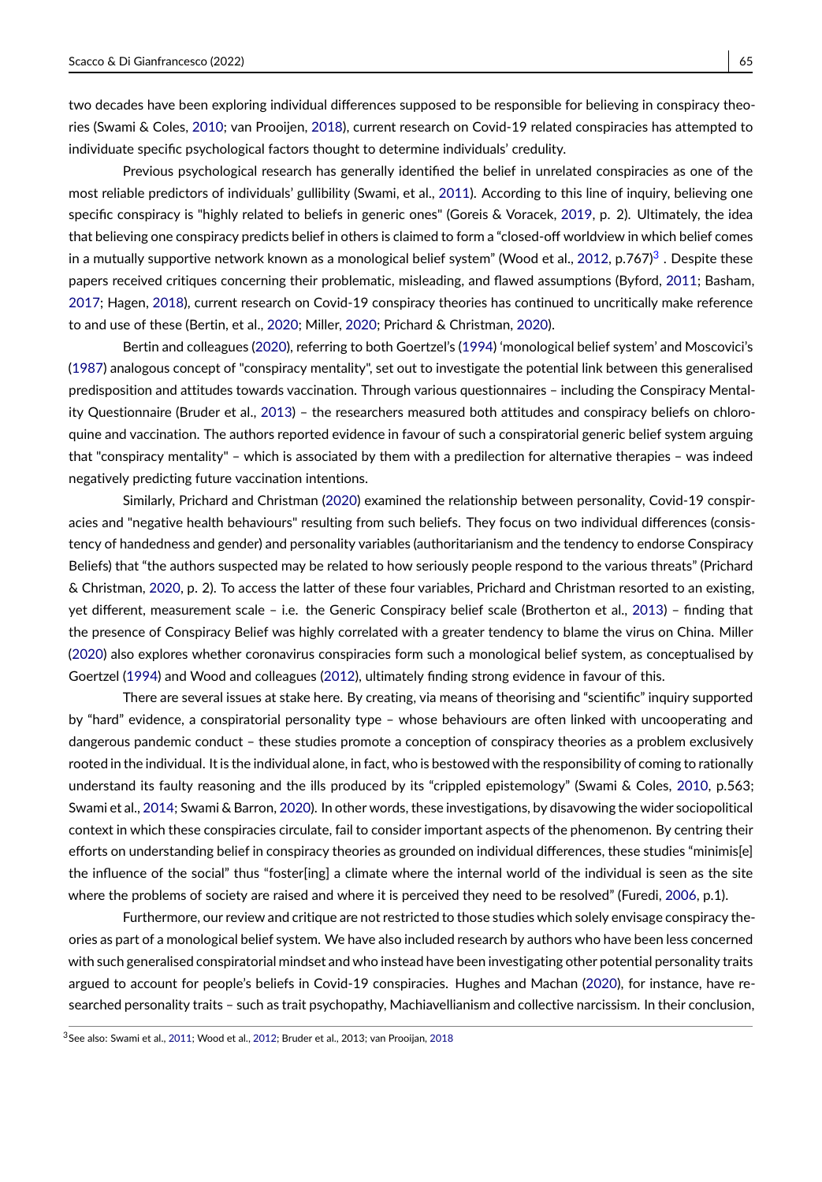two decades have been exploring individual differences supposed to be responsible for believing in conspiracy theories (Swami & Coles, 2010; van Prooijen, 2018), current research on Covid-19 related conspiracies has attempted to individuate specific psychological factors thought to determine individuals' credulity.

Previous psychological research has generally identified the belief in unrelated conspiracies as one of the most reliable predictors of individuals' gullibility (Swami, et al., 2011). According to this line of inquiry, believing one specific conspiracy is "highly related to beliefs in generic ones" (Goreis & Voracek, 2019, p. 2). Ultimately, the idea that believing one conspiracy predicts belief in others is claimed to form a "closed-off worldview in which belief comes in a mutually supportive network known as a monological belief system" (Wood et al., 2012, p.767)[3] . Despite these papers received critiques concerning their problematic, misleading, and flawed assumptions (Byford, 2011; Basham, 2017; Hagen, 2018), current research on Covid-19 conspiracy theories has continued to uncritically make reference to and use of these (Bertin, et al., 2020; Miller, 2020; Prichard & Christman, 2020).

Bertin and colleagues (2020), referring to both Goertzel's (1994) 'monological belief system' and Moscovici's (1987) analogous concept of "conspiracy mentality", set out to investigate the potential link between this generalised predisposition and attitudes towards vaccination. Through various questionnaires – including the Conspiracy Mentality Questionnaire (Bruder et al., 2013) – the researchers measured both attitudes and conspiracy beliefs on chloroquine and vaccination. The authors reported evidence in favour of such a conspiratorial generic belief system arguing that "conspiracy mentality" – which is associated by them with a predilection for alternative therapies – was indeed negatively predicting future vaccination intentions.

Similarly, Prichard and Christman (2020) examined the relationship between personality, Covid-19 conspiracies and "negative health behaviours" resulting from such beliefs. They focus on two individual differences (consistency of handedness and gender) and personality variables (authoritarianism and the tendency to endorse Conspiracy Beliefs) that "the authors suspected may be related to how seriously people respond to the various threats" (Prichard & Christman, 2020, p. 2). To access the latter of these four variables, Prichard and Christman resorted to an existing, yet different, measurement scale – i.e. the Generic Conspiracy belief scale (Brotherton et al., 2013) – finding that the presence of Conspiracy Belief was highly correlated with a greater tendency to blame the virus on China. Miller (2020) also explores whether coronavirus conspiracies form such a monological belief system, as conceptualised by Goertzel (1994) and Wood and colleagues (2012), ultimately finding strong evidence in favour of this.

There are several issues at stake here. By creating, via means of theorising and "scientific" inquiry supported by "hard" evidence, a conspiratorial personality type – whose behaviours are often linked with uncooperating and dangerous pandemic conduct – these studies promote a conception of conspiracy theories as a problem exclusively rooted in the individual. It is the individual alone, in fact, who is bestowed with the responsibility of coming to rationally understand its faulty reasoning and the ills produced by its "crippled epistemology" (Swami & Coles, 2010, p.563; Swami et al., 2014; Swami & Barron, 2020). In other words, these investigations, by disavowing the wider sociopolitical context in which these conspiracies circulate, fail to consider important aspects of the phenomenon. By centring their efforts on understanding belief in conspiracy theories as grounded on individual differences, these studies "minimis[e] the influence of the social" thus "foster[ing] a climate where the internal world of the individual is seen as the site where the problems of society are raised and where it is perceived they need to be resolved" (Furedi, 2006, p.1).

Furthermore, our review and critique are not restricted to those studies which solely envisage conspiracy theories as part of a monological belief system. We have also included research by authors who have been less concerned with such generalised conspiratorial mindset and who instead have been investigating other potential personality traits argued to account for people's beliefs in Covid-19 conspiracies. Hughes and Machan (2020), for instance, have researched personality traits – such as trait psychopathy, Machiavellianism and collective narcissism. In their conclusion,

[3] See also: Swami et al., 2011; Wood et al., 2012; Bruder et al., 2013; van Prooijan, 2018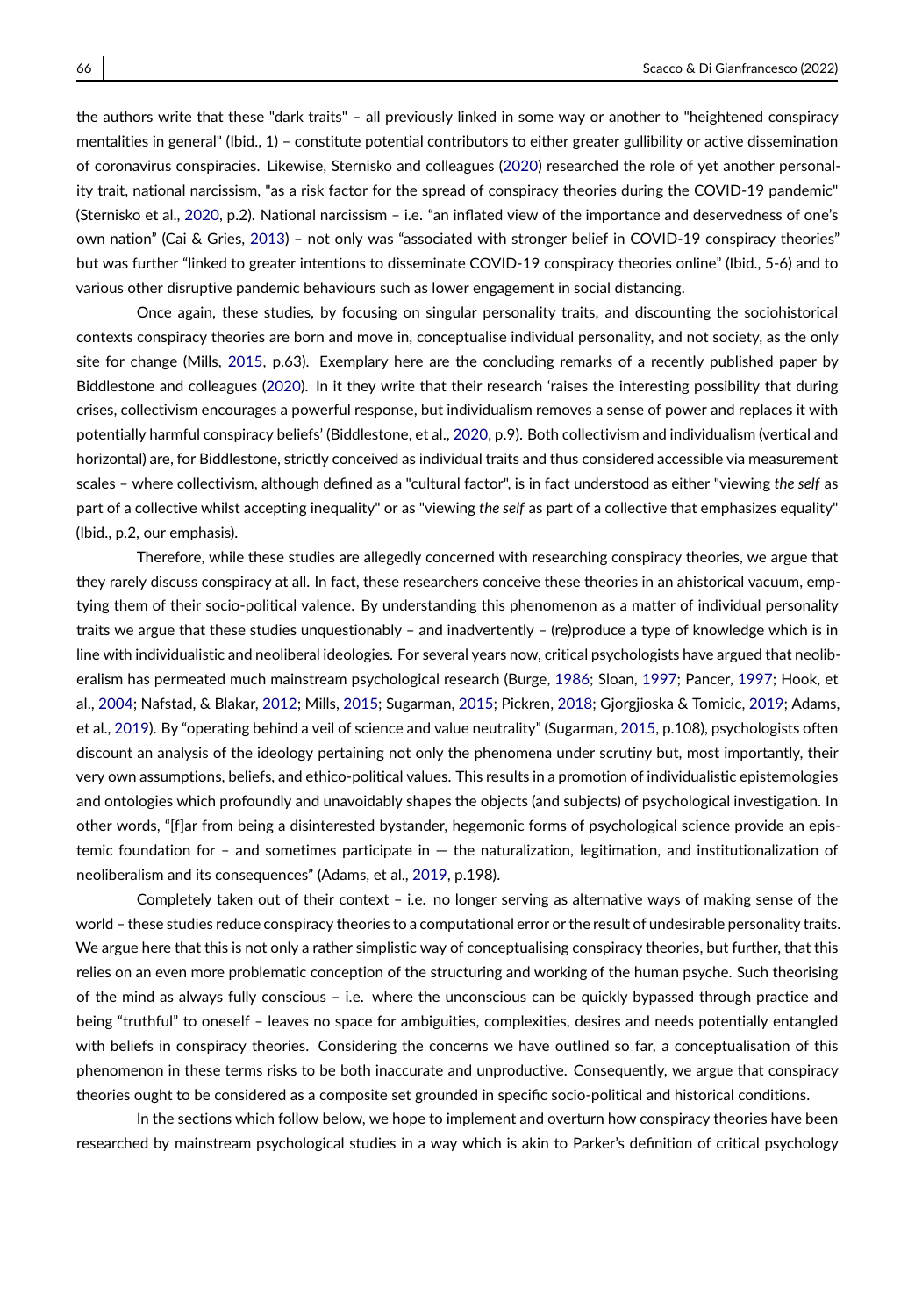the authors write that these "dark traits" – all previously linked in some way or another to "heightened conspiracy mentalities in general" (Ibid., 1) – constitute potential contributors to either greater gullibility or active dissemination of coronavirus conspiracies. Likewise, Sternisko and colleagues (2020) researched the role of yet another personality trait, national narcissism, "as a risk factor for the spread of conspiracy theories during the COVID-19 pandemic" (Sternisko et al., 2020, p.2). National narcissism – i.e. "an inflated view of the importance and deservedness of one's own nation" (Cai & Gries, 2013) – not only was "associated with stronger belief in COVID-19 conspiracy theories" but was further "linked to greater intentions to disseminate COVID-19 conspiracy theories online" (Ibid., 5-6) and to various other disruptive pandemic behaviours such as lower engagement in social distancing.

Once again, these studies, by focusing on singular personality traits, and discounting the sociohistorical contexts conspiracy theories are born and move in, conceptualise individual personality, and not society, as the only site for change (Mills, 2015, p.63). Exemplary here are the concluding remarks of a recently published paper by Biddlestone and colleagues (2020). In it they write that their research 'raises the interesting possibility that during crises, collectivism encourages a powerful response, but individualism removes a sense of power and replaces it with potentially harmful conspiracy beliefs' (Biddlestone, et al., 2020, p.9). Both collectivism and individualism (vertical and horizontal) are, for Biddlestone, strictly conceived as individual traits and thus considered accessible via measurement scales – where collectivism, although defined as a "cultural factor", is in fact understood as either "viewing *the self* as part of a collective whilst accepting inequality" or as "viewing *the self* as part of a collective that emphasizes equality" (Ibid., p.2, our emphasis).

Therefore, while these studies are allegedly concerned with researching conspiracy theories, we argue that they rarely discuss conspiracy at all. In fact, these researchers conceive these theories in an ahistorical vacuum, emptying them of their socio-political valence. By understanding this phenomenon as a matter of individual personality traits we argue that these studies unquestionably – and inadvertently – (re)produce a type of knowledge which is in line with individualistic and neoliberal ideologies. For several years now, critical psychologists have argued that neoliberalism has permeated much mainstream psychological research (Burge, 1986; Sloan, 1997; Pancer, 1997; Hook, et al., 2004; Nafstad, & Blakar, 2012; Mills, 2015; Sugarman, 2015; Pickren, 2018; Gjorgjioska & Tomicic, 2019; Adams, et al., 2019). By "operating behind a veil of science and value neutrality" (Sugarman, 2015, p.108), psychologists often discount an analysis of the ideology pertaining not only the phenomena under scrutiny but, most importantly, their very own assumptions, beliefs, and ethico-political values. This results in a promotion of individualistic epistemologies and ontologies which profoundly and unavoidably shapes the objects (and subjects) of psychological investigation. In other words, "[f]ar from being a disinterested bystander, hegemonic forms of psychological science provide an epistemic foundation for – and sometimes participate in — the naturalization, legitimation, and institutionalization of neoliberalism and its consequences" (Adams, et al., 2019, p.198).

Completely taken out of their context – i.e. no longer serving as alternative ways of making sense of the world – these studies reduce conspiracy theories to a computational error or the result of undesirable personality traits. We argue here that this is not only a rather simplistic way of conceptualising conspiracy theories, but further, that this relies on an even more problematic conception of the structuring and working of the human psyche. Such theorising of the mind as always fully conscious – i.e. where the unconscious can be quickly bypassed through practice and being "truthful" to oneself – leaves no space for ambiguities, complexities, desires and needs potentially entangled with beliefs in conspiracy theories. Considering the concerns we have outlined so far, a conceptualisation of this phenomenon in these terms risks to be both inaccurate and unproductive. Consequently, we argue that conspiracy theories ought to be considered as a composite set grounded in specific socio-political and historical conditions.

In the sections which follow below, we hope to implement and overturn how conspiracy theories have been researched by mainstream psychological studies in a way which is akin to Parker's definition of critical psychology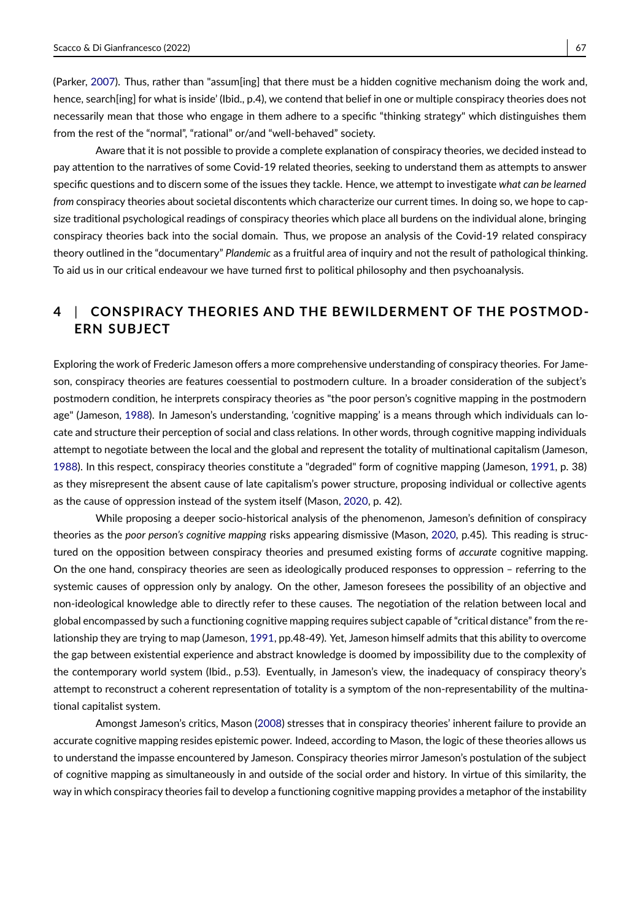(Parker, 2007). Thus, rather than "assum[ing] that there must be a hidden cognitive mechanism doing the work and, hence, search[ing] for what is inside' (Ibid., p.4), we contend that belief in one or multiple conspiracy theories does not necessarily mean that those who engage in them adhere to a specific "thinking strategy" which distinguishes them from the rest of the "normal", "rational" or/and "well-behaved" society.

Aware that it is not possible to provide a complete explanation of conspiracy theories, we decided instead to pay attention to the narratives of some Covid-19 related theories, seeking to understand them as attempts to answer specific questions and to discern some of the issues they tackle. Hence, we attempt to investigate *what can be learned from* conspiracy theories about societal discontents which characterize our current times. In doing so, we hope to capsize traditional psychological readings of conspiracy theories which place all burdens on the individual alone, bringing conspiracy theories back into the social domain. Thus, we propose an analysis of the Covid-19 related conspiracy theory outlined in the "documentary" *Plandemic* as a fruitful area of inquiry and not the result of pathological thinking. To aid us in our critical endeavour we have turned first to political philosophy and then psychoanalysis.

## 4 | CONSPIRACY THEORIES AND THE BEWILDERMENT OF THE POSTMODERN SUBJECT

Exploring the work of Frederic Jameson offers a more comprehensive understanding of conspiracy theories. For Jameson, conspiracy theories are features coessential to postmodern culture. In a broader consideration of the subject's postmodern condition, he interprets conspiracy theories as "the poor person's cognitive mapping in the postmodern age" (Jameson, 1988). In Jameson's understanding, 'cognitive mapping' is a means through which individuals can locate and structure their perception of social and class relations. In other words, through cognitive mapping individuals attempt to negotiate between the local and the global and represent the totality of multinational capitalism (Jameson, 1988). In this respect, conspiracy theories constitute a "degraded" form of cognitive mapping (Jameson, 1991, p. 38) as they misrepresent the absent cause of late capitalism's power structure, proposing individual or collective agents as the cause of oppression instead of the system itself (Mason, 2020, p. 42).

While proposing a deeper socio-historical analysis of the phenomenon, Jameson's definition of conspiracy theories as the *poor person's cognitive mapping* risks appearing dismissive (Mason, 2020, p.45). This reading is structured on the opposition between conspiracy theories and presumed existing forms of *accurate* cognitive mapping. On the one hand, conspiracy theories are seen as ideologically produced responses to oppression – referring to the systemic causes of oppression only by analogy. On the other, Jameson foresees the possibility of an objective and non-ideological knowledge able to directly refer to these causes. The negotiation of the relation between local and global encompassed by such a functioning cognitive mapping requires subject capable of "critical distance" from the relationship they are trying to map (Jameson, 1991, pp.48-49). Yet, Jameson himself admits that this ability to overcome the gap between existential experience and abstract knowledge is doomed by impossibility due to the complexity of the contemporary world system (Ibid., p.53). Eventually, in Jameson's view, the inadequacy of conspiracy theory's attempt to reconstruct a coherent representation of totality is a symptom of the non-representability of the multinational capitalist system.

Amongst Jameson's critics, Mason (2008) stresses that in conspiracy theories' inherent failure to provide an accurate cognitive mapping resides epistemic power. Indeed, according to Mason, the logic of these theories allows us to understand the impasse encountered by Jameson. Conspiracy theories mirror Jameson's postulation of the subject of cognitive mapping as simultaneously in and outside of the social order and history. In virtue of this similarity, the way in which conspiracy theories fail to develop a functioning cognitive mapping provides a metaphor of the instability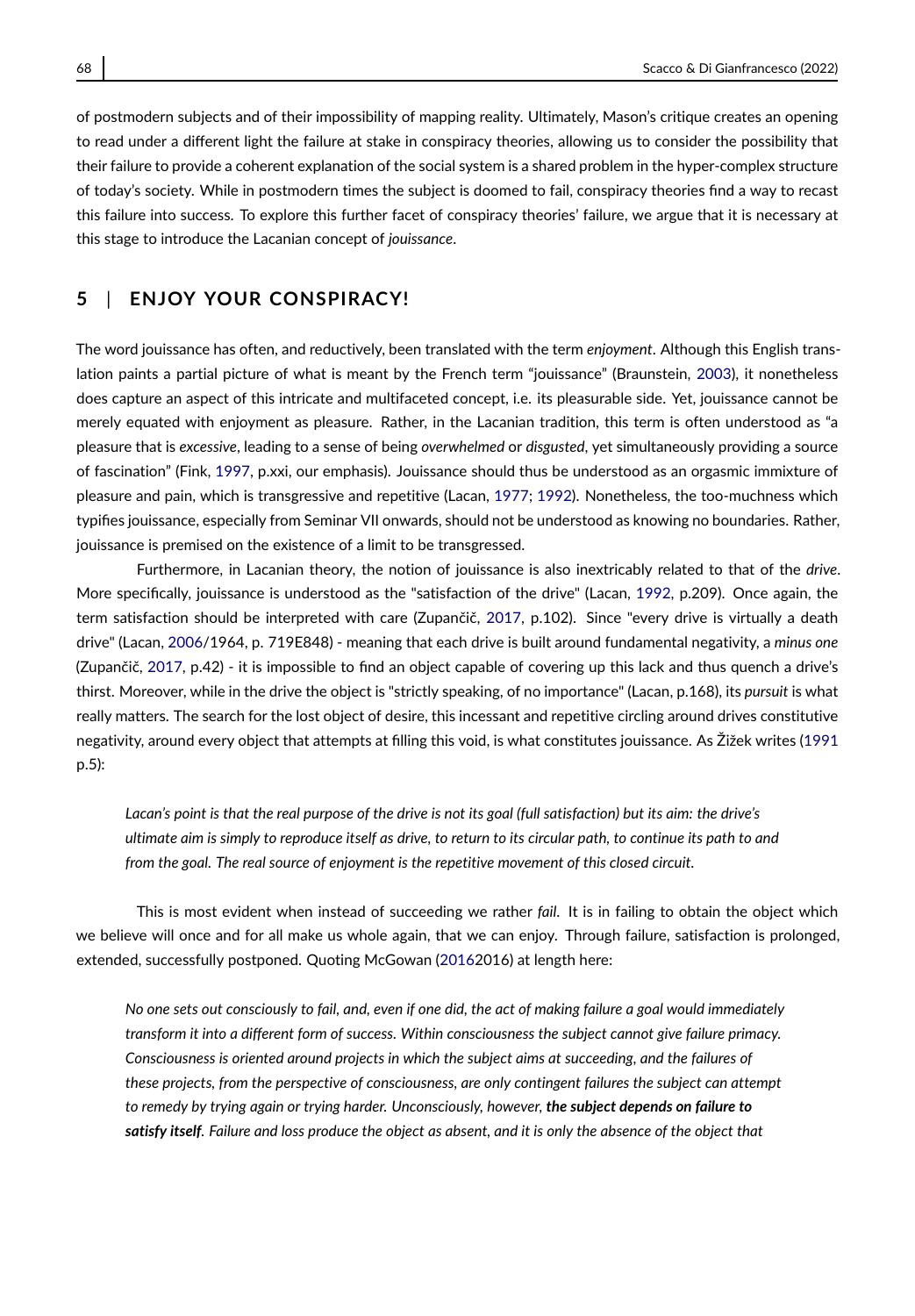of postmodern subjects and of their impossibility of mapping reality. Ultimately, Mason's critique creates an opening to read under a different light the failure at stake in conspiracy theories, allowing us to consider the possibility that their failure to provide a coherent explanation of the social system is a shared problem in the hyper-complex structure of today's society. While in postmodern times the subject is doomed to fail, conspiracy theories find a way to recast this failure into success. To explore this further facet of conspiracy theories' failure, we argue that it is necessary at this stage to introduce the Lacanian concept of *jouissance*.

## 5 | ENJOY YOUR CONSPIRACY!

The word jouissance has often, and reductively, been translated with the term *enjoyment*. Although this English translation paints a partial picture of what is meant by the French term "jouissance" (Braunstein, 2003), it nonetheless does capture an aspect of this intricate and multifaceted concept, i.e. its pleasurable side. Yet, jouissance cannot be merely equated with enjoyment as pleasure. Rather, in the Lacanian tradition, this term is often understood as "a pleasure that is *excessive*, leading to a sense of being *overwhelmed* or *disgusted*, yet simultaneously providing a source of fascination" (Fink, 1997, p.xxi, our emphasis). Jouissance should thus be understood as an orgasmic immixture of pleasure and pain, which is transgressive and repetitive (Lacan, 1977; 1992). Nonetheless, the too-muchness which typifies jouissance, especially from Seminar VII onwards, should not be understood as knowing no boundaries. Rather, jouissance is premised on the existence of a limit to be transgressed.

Furthermore, in Lacanian theory, the notion of jouissance is also inextricably related to that of the *drive*. More specifically, jouissance is understood as the "satisfaction of the drive" (Lacan, 1992, p.209). Once again, the term satisfaction should be interpreted with care (Zupančič, 2017, p.102). Since "every drive is virtually a death drive" (Lacan, 2006/1964, p. 719E848) - meaning that each drive is built around fundamental negativity, a *minus one* (Zupančič, 2017, p.42) - it is impossible to find an object capable of covering up this lack and thus quench a drive's thirst. Moreover, while in the drive the object is "strictly speaking, of no importance" (Lacan, p.168), its *pursuit* is what really matters. The search for the lost object of desire, this incessant and repetitive circling around drives constitutive negativity, around every object that attempts at filling this void, is what constitutes jouissance. As Žižek writes (1991 p.5):

> *Lacan's point is that the real purpose of the drive is not its goal (full satisfaction) but its aim: the drive's ultimate aim is simply to reproduce itself as drive, to return to its circular path, to continue its path to and from the goal. The real source of enjoyment is the repetitive movement of this closed circuit.*

This is most evident when instead of succeeding we rather *fail*. It is in failing to obtain the object which we believe will once and for all make us whole again, that we can enjoy. Through failure, satisfaction is prolonged, extended, successfully postponed. Quoting McGowan (20162016) at length here:

> *No one sets out consciously to fail, and, even if one did, the act of making failure a goal would immediately transform it into a different form of success. Within consciousness the subject cannot give failure primacy. Consciousness is oriented around projects in which the subject aims at succeeding, and the failures of these projects, from the perspective of consciousness, are only contingent failures the subject can attempt to remedy by trying again or trying harder. Unconsciously, however,* ***the subject depends on failure to satisfy itself****. Failure and loss produce the object as absent, and it is only the absence of the object that*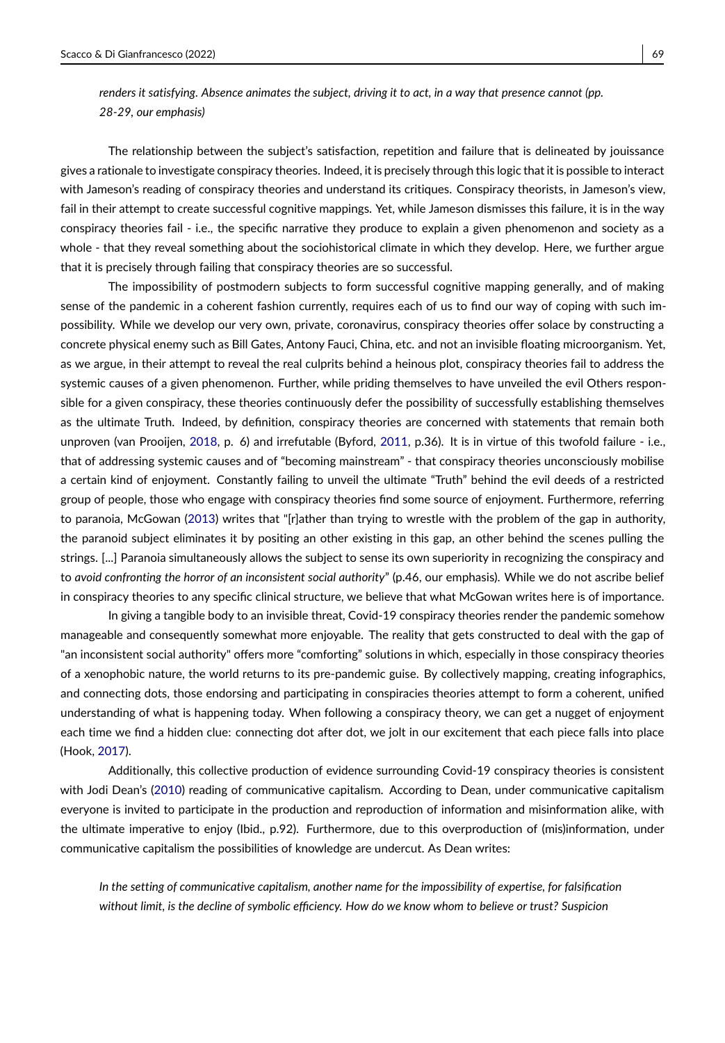*renders it satisfying. Absence animates the subject, driving it to act, in a way that presence cannot (pp. 28-29, our emphasis)*

The relationship between the subject's satisfaction, repetition and failure that is delineated by jouissance gives a rationale to investigate conspiracy theories. Indeed, it is precisely through this logic that it is possible to interact with Jameson's reading of conspiracy theories and understand its critiques. Conspiracy theorists, in Jameson's view, fail in their attempt to create successful cognitive mappings. Yet, while Jameson dismisses this failure, it is in the way conspiracy theories fail - i.e., the specific narrative they produce to explain a given phenomenon and society as a whole - that they reveal something about the sociohistorical climate in which they develop. Here, we further argue that it is precisely through failing that conspiracy theories are so successful.

The impossibility of postmodern subjects to form successful cognitive mapping generally, and of making sense of the pandemic in a coherent fashion currently, requires each of us to find our way of coping with such impossibility. While we develop our very own, private, coronavirus, conspiracy theories offer solace by constructing a concrete physical enemy such as Bill Gates, Antony Fauci, China, etc. and not an invisible floating microorganism. Yet, as we argue, in their attempt to reveal the real culprits behind a heinous plot, conspiracy theories fail to address the systemic causes of a given phenomenon. Further, while priding themselves to have unveiled the evil Others responsible for a given conspiracy, these theories continuously defer the possibility of successfully establishing themselves as the ultimate Truth. Indeed, by definition, conspiracy theories are concerned with statements that remain both unproven (van Prooijen, 2018, p. 6) and irrefutable (Byford, 2011, p.36). It is in virtue of this twofold failure - i.e., that of addressing systemic causes and of "becoming mainstream" - that conspiracy theories unconsciously mobilise a certain kind of enjoyment. Constantly failing to unveil the ultimate "Truth" behind the evil deeds of a restricted group of people, those who engage with conspiracy theories find some source of enjoyment. Furthermore, referring to paranoia, McGowan (2013) writes that "[r]ather than trying to wrestle with the problem of the gap in authority, the paranoid subject eliminates it by positing an other existing in this gap, an other behind the scenes pulling the strings. [...] Paranoia simultaneously allows the subject to sense its own superiority in recognizing the conspiracy and to *avoid confronting the horror of an inconsistent social authority*" (p.46, our emphasis). While we do not ascribe belief in conspiracy theories to any specific clinical structure, we believe that what McGowan writes here is of importance.

In giving a tangible body to an invisible threat, Covid-19 conspiracy theories render the pandemic somehow manageable and consequently somewhat more enjoyable. The reality that gets constructed to deal with the gap of "an inconsistent social authority" offers more "comforting" solutions in which, especially in those conspiracy theories of a xenophobic nature, the world returns to its pre-pandemic guise. By collectively mapping, creating infographics, and connecting dots, those endorsing and participating in conspiracies theories attempt to form a coherent, unified understanding of what is happening today. When following a conspiracy theory, we can get a nugget of enjoyment each time we find a hidden clue: connecting dot after dot, we jolt in our excitement that each piece falls into place (Hook, 2017).

Additionally, this collective production of evidence surrounding Covid-19 conspiracy theories is consistent with Jodi Dean's (2010) reading of communicative capitalism. According to Dean, under communicative capitalism everyone is invited to participate in the production and reproduction of information and misinformation alike, with the ultimate imperative to enjoy (Ibid., p.92). Furthermore, due to this overproduction of (mis)information, under communicative capitalism the possibilities of knowledge are undercut. As Dean writes:

*In the setting of communicative capitalism, another name for the impossibility of expertise, for falsification without limit, is the decline of symbolic efficiency. How do we know whom to believe or trust? Suspicion*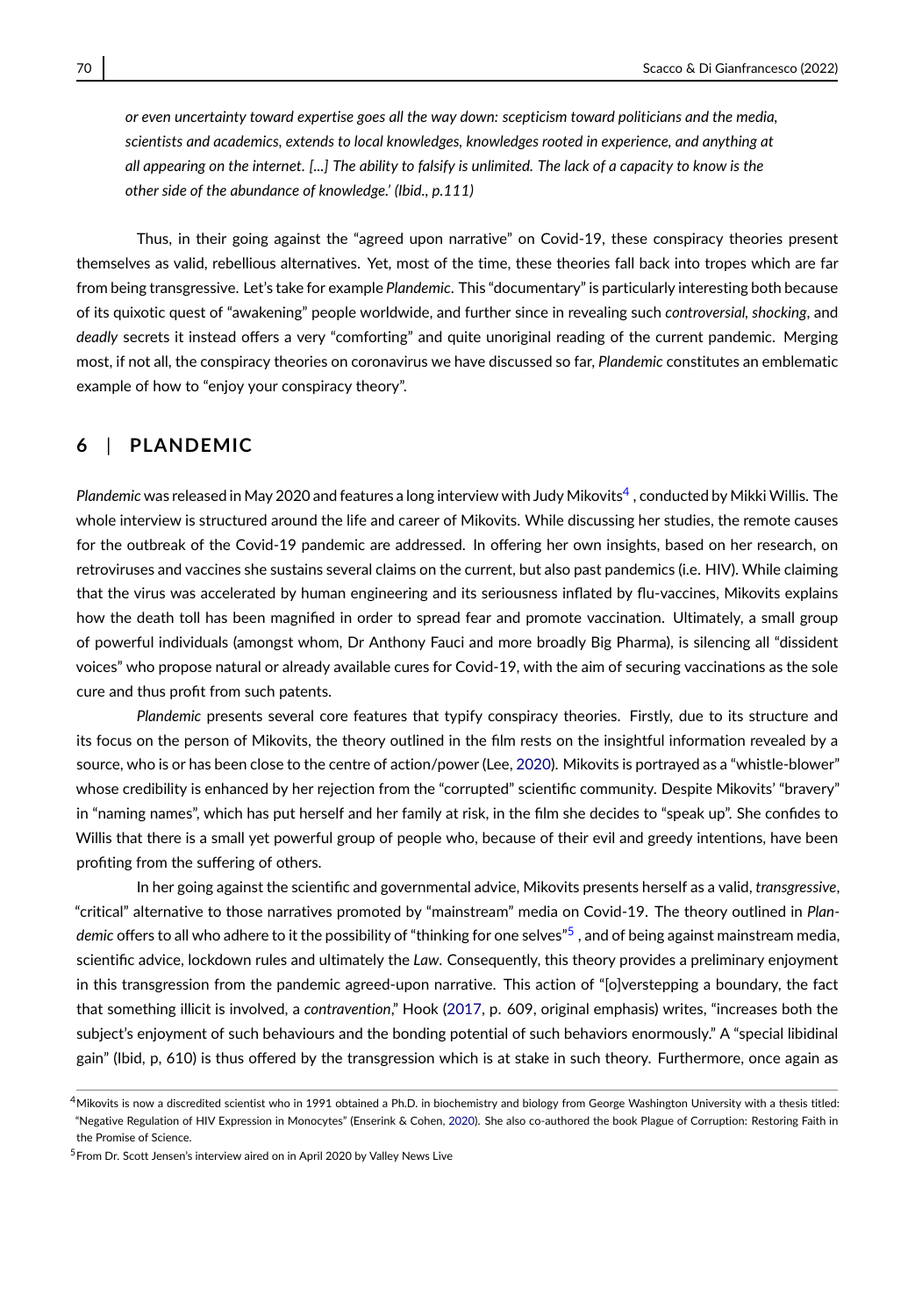*or even uncertainty toward expertise goes all the way down: scepticism toward politicians and the media, scientists and academics, extends to local knowledges, knowledges rooted in experience, and anything at all appearing on the internet. [...] The ability to falsify is unlimited. The lack of a capacity to know is the other side of the abundance of knowledge.' (Ibid., p.111)*

Thus, in their going against the "agreed upon narrative" on Covid-19, these conspiracy theories present themselves as valid, rebellious alternatives. Yet, most of the time, these theories fall back into tropes which are far from being transgressive. Let's take for example *Plandemic*. This "documentary" is particularly interesting both because of its quixotic quest of "awakening" people worldwide, and further since in revealing such *controversial, shocking*, and *deadly* secrets it instead offers a very "comforting" and quite unoriginal reading of the current pandemic. Merging most, if not all, the conspiracy theories on coronavirus we have discussed so far, *Plandemic* constitutes an emblematic example of how to "enjoy your conspiracy theory".

## 6 | PLANDEMIC

*Plandemic* was released in May 2020 and features a long interview with Judy Mikovits[4], conducted by Mikki Willis. The whole interview is structured around the life and career of Mikovits. While discussing her studies, the remote causes for the outbreak of the Covid-19 pandemic are addressed. In offering her own insights, based on her research, on retroviruses and vaccines she sustains several claims on the current, but also past pandemics (i.e. HIV). While claiming that the virus was accelerated by human engineering and its seriousness inflated by flu-vaccines, Mikovits explains how the death toll has been magnified in order to spread fear and promote vaccination. Ultimately, a small group of powerful individuals (amongst whom, Dr Anthony Fauci and more broadly Big Pharma), is silencing all "dissident voices" who propose natural or already available cures for Covid-19, with the aim of securing vaccinations as the sole cure and thus profit from such patents.

*Plandemic* presents several core features that typify conspiracy theories. Firstly, due to its structure and its focus on the person of Mikovits, the theory outlined in the film rests on the insightful information revealed by a source, who is or has been close to the centre of action/power (Lee, 2020). Mikovits is portrayed as a "whistle-blower" whose credibility is enhanced by her rejection from the "corrupted" scientific community. Despite Mikovits' "bravery" in "naming names", which has put herself and her family at risk, in the film she decides to "speak up". She confides to Willis that there is a small yet powerful group of people who, because of their evil and greedy intentions, have been profiting from the suffering of others.

In her going against the scientific and governmental advice, Mikovits presents herself as a valid, *transgressive*, "critical" alternative to those narratives promoted by "mainstream" media on Covid-19. The theory outlined in *Plandemic* offers to all who adhere to it the possibility of "thinking for one selves"[5], and of being against mainstream media, scientific advice, lockdown rules and ultimately the *Law*. Consequently, this theory provides a preliminary enjoyment in this transgression from the pandemic agreed-upon narrative. This action of "[o]verstepping a boundary, the fact that something illicit is involved, a *contravention*," Hook (2017, p. 609, original emphasis) writes, "increases both the subject's enjoyment of such behaviours and the bonding potential of such behaviors enormously." A "special libidinal gain" (Ibid, p, 610) is thus offered by the transgression which is at stake in such theory. Furthermore, once again as

[4] Mikovits is now a discredited scientist who in 1991 obtained a Ph.D. in biochemistry and biology from George Washington University with a thesis titled: "Negative Regulation of HIV Expression in Monocytes" (Enserink & Cohen, 2020). She also co-authored the book Plague of Corruption: Restoring Faith in the Promise of Science.

[5] From Dr. Scott Jensen's interview aired on in April 2020 by Valley News Live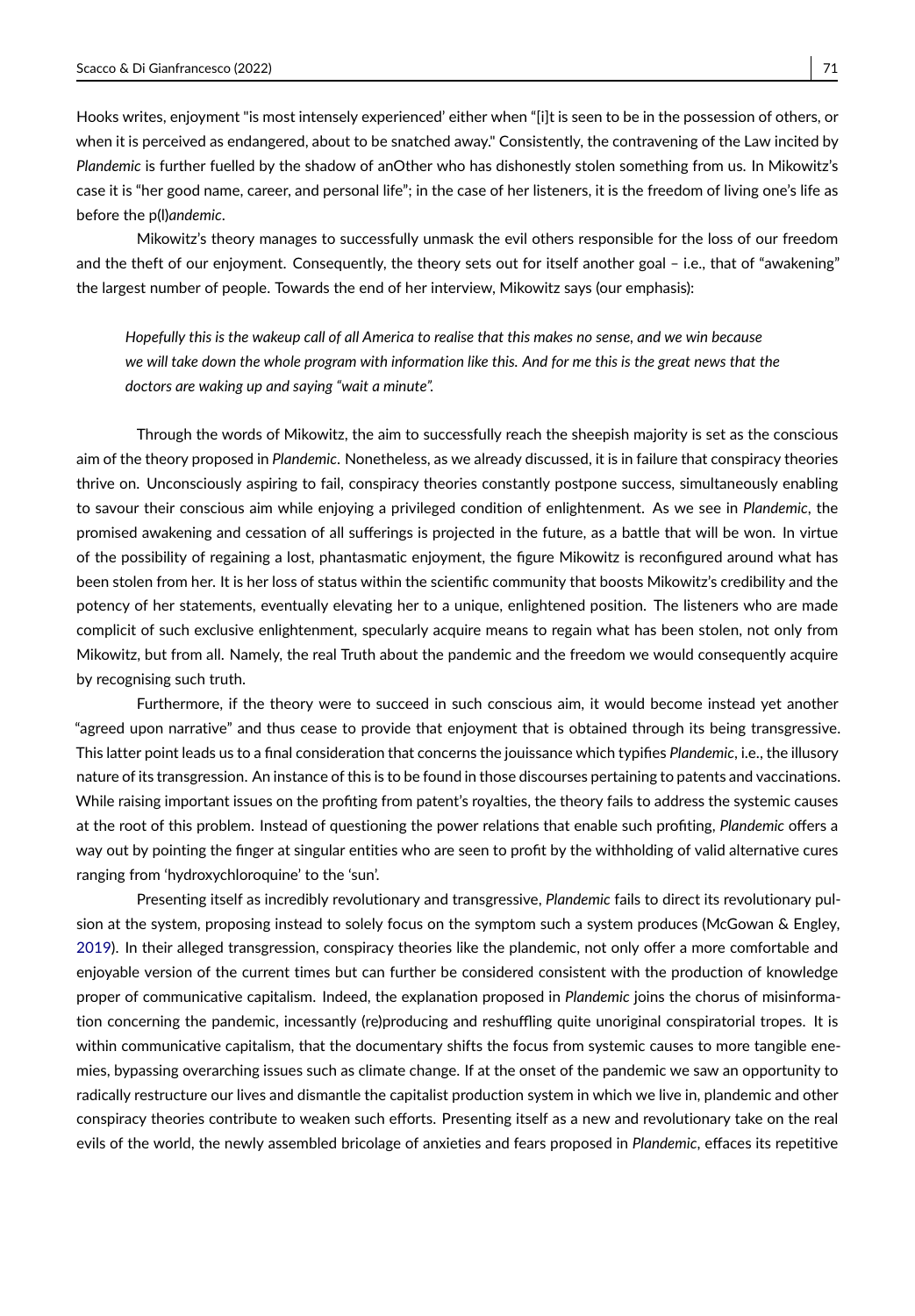Hooks writes, enjoyment "is most intensely experienced' either when "[i]t is seen to be in the possession of others, or when it is perceived as endangered, about to be snatched away." Consistently, the contravening of the Law incited by *Plandemic* is further fuelled by the shadow of anOther who has dishonestly stolen something from us. In Mikowitz's case it is "her good name, career, and personal life"; in the case of her listeners, it is the freedom of living one's life as before the p(l)*andemic*.

Mikowitz's theory manages to successfully unmask the evil others responsible for the loss of our freedom and the theft of our enjoyment. Consequently, the theory sets out for itself another goal – i.e., that of "awakening" the largest number of people. Towards the end of her interview, Mikowitz says (our emphasis):

> *Hopefully this is the wakeup call of all America to realise that this makes no sense, and we win because we will take down the whole program with information like this. And for me this is the great news that the doctors are waking up and saying "wait a minute".*

Through the words of Mikowitz, the aim to successfully reach the sheepish majority is set as the conscious aim of the theory proposed in *Plandemic*. Nonetheless, as we already discussed, it is in failure that conspiracy theories thrive on. Unconsciously aspiring to fail, conspiracy theories constantly postpone success, simultaneously enabling to savour their conscious aim while enjoying a privileged condition of enlightenment. As we see in *Plandemic*, the promised awakening and cessation of all sufferings is projected in the future, as a battle that will be won. In virtue of the possibility of regaining a lost, phantasmatic enjoyment, the figure Mikowitz is reconfigured around what has been stolen from her. It is her loss of status within the scientific community that boosts Mikowitz's credibility and the potency of her statements, eventually elevating her to a unique, enlightened position. The listeners who are made complicit of such exclusive enlightenment, specularly acquire means to regain what has been stolen, not only from Mikowitz, but from all. Namely, the real Truth about the pandemic and the freedom we would consequently acquire by recognising such truth.

Furthermore, if the theory were to succeed in such conscious aim, it would become instead yet another "agreed upon narrative" and thus cease to provide that enjoyment that is obtained through its being transgressive. This latter point leads us to a final consideration that concerns the jouissance which typifies *Plandemic*, i.e., the illusory nature of its transgression. An instance of this is to be found in those discourses pertaining to patents and vaccinations. While raising important issues on the profiting from patent's royalties, the theory fails to address the systemic causes at the root of this problem. Instead of questioning the power relations that enable such profiting, *Plandemic* offers a way out by pointing the finger at singular entities who are seen to profit by the withholding of valid alternative cures ranging from 'hydroxychloroquine' to the 'sun'.

Presenting itself as incredibly revolutionary and transgressive, *Plandemic* fails to direct its revolutionary pulsion at the system, proposing instead to solely focus on the symptom such a system produces (McGowan & Engley, 2019). In their alleged transgression, conspiracy theories like the plandemic, not only offer a more comfortable and enjoyable version of the current times but can further be considered consistent with the production of knowledge proper of communicative capitalism. Indeed, the explanation proposed in *Plandemic* joins the chorus of misinformation concerning the pandemic, incessantly (re)producing and reshuffling quite unoriginal conspiratorial tropes. It is within communicative capitalism, that the documentary shifts the focus from systemic causes to more tangible enemies, bypassing overarching issues such as climate change. If at the onset of the pandemic we saw an opportunity to radically restructure our lives and dismantle the capitalist production system in which we live in, plandemic and other conspiracy theories contribute to weaken such efforts. Presenting itself as a new and revolutionary take on the real evils of the world, the newly assembled bricolage of anxieties and fears proposed in *Plandemic*, effaces its repetitive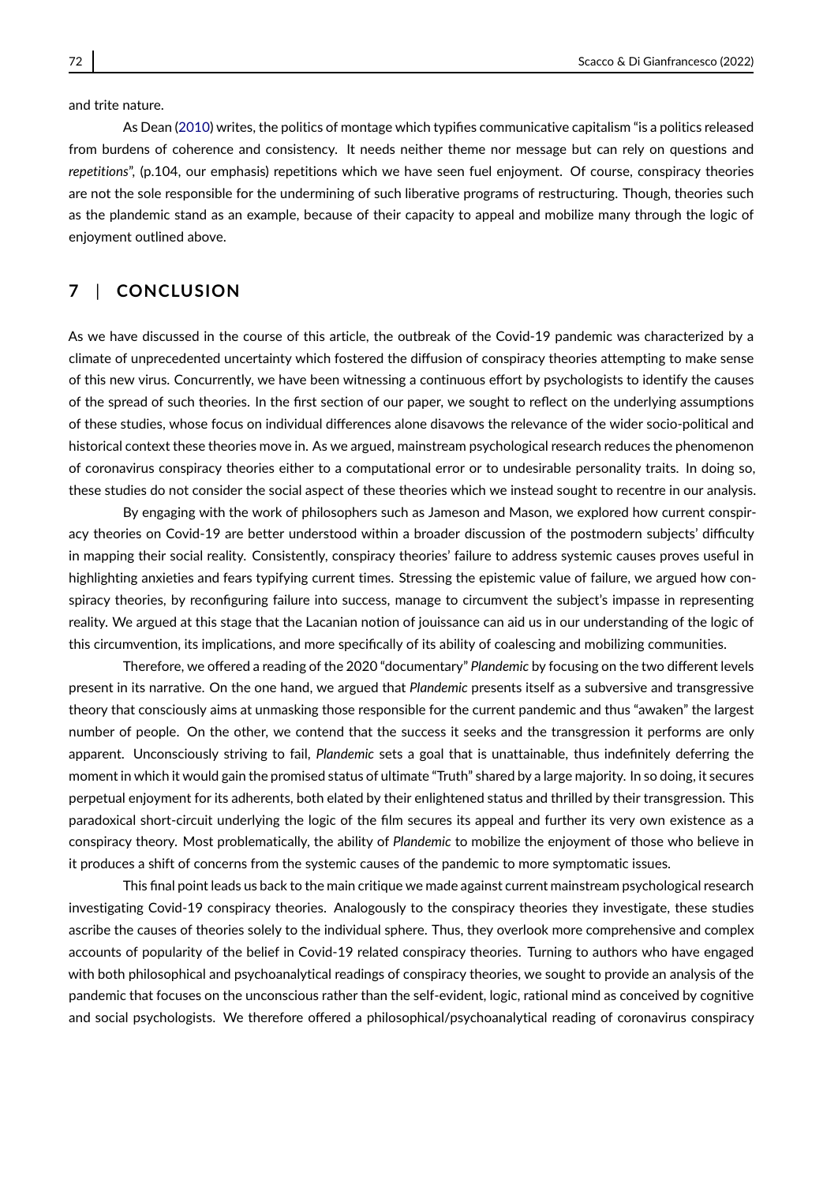and trite nature.

As Dean (2010) writes, the politics of montage which typifies communicative capitalism "is a politics released from burdens of coherence and consistency. It needs neither theme nor message but can rely on questions and *repetitions*", (p.104, our emphasis) repetitions which we have seen fuel enjoyment. Of course, conspiracy theories are not the sole responsible for the undermining of such liberative programs of restructuring. Though, theories such as the plandemic stand as an example, because of their capacity to appeal and mobilize many through the logic of enjoyment outlined above.

## 7 | CONCLUSION

As we have discussed in the course of this article, the outbreak of the Covid-19 pandemic was characterized by a climate of unprecedented uncertainty which fostered the diffusion of conspiracy theories attempting to make sense of this new virus. Concurrently, we have been witnessing a continuous effort by psychologists to identify the causes of the spread of such theories. In the first section of our paper, we sought to reflect on the underlying assumptions of these studies, whose focus on individual differences alone disavows the relevance of the wider socio-political and historical context these theories move in. As we argued, mainstream psychological research reduces the phenomenon of coronavirus conspiracy theories either to a computational error or to undesirable personality traits. In doing so, these studies do not consider the social aspect of these theories which we instead sought to recentre in our analysis.

By engaging with the work of philosophers such as Jameson and Mason, we explored how current conspiracy theories on Covid-19 are better understood within a broader discussion of the postmodern subjects' difficulty in mapping their social reality. Consistently, conspiracy theories' failure to address systemic causes proves useful in highlighting anxieties and fears typifying current times. Stressing the epistemic value of failure, we argued how conspiracy theories, by reconfiguring failure into success, manage to circumvent the subject's impasse in representing reality. We argued at this stage that the Lacanian notion of jouissance can aid us in our understanding of the logic of this circumvention, its implications, and more specifically of its ability of coalescing and mobilizing communities.

Therefore, we offered a reading of the 2020 "documentary" *Plandemic* by focusing on the two different levels present in its narrative. On the one hand, we argued that *Plandemic* presents itself as a subversive and transgressive theory that consciously aims at unmasking those responsible for the current pandemic and thus "awaken" the largest number of people. On the other, we contend that the success it seeks and the transgression it performs are only apparent. Unconsciously striving to fail, *Plandemic* sets a goal that is unattainable, thus indefinitely deferring the moment in which it would gain the promised status of ultimate "Truth" shared by a large majority. In so doing, it secures perpetual enjoyment for its adherents, both elated by their enlightened status and thrilled by their transgression. This paradoxical short-circuit underlying the logic of the film secures its appeal and further its very own existence as a conspiracy theory. Most problematically, the ability of *Plandemic* to mobilize the enjoyment of those who believe in it produces a shift of concerns from the systemic causes of the pandemic to more symptomatic issues.

This final point leads us back to the main critique we made against current mainstream psychological research investigating Covid-19 conspiracy theories. Analogously to the conspiracy theories they investigate, these studies ascribe the causes of theories solely to the individual sphere. Thus, they overlook more comprehensive and complex accounts of popularity of the belief in Covid-19 related conspiracy theories. Turning to authors who have engaged with both philosophical and psychoanalytical readings of conspiracy theories, we sought to provide an analysis of the pandemic that focuses on the unconscious rather than the self-evident, logic, rational mind as conceived by cognitive and social psychologists. We therefore offered a philosophical/psychoanalytical reading of coronavirus conspiracy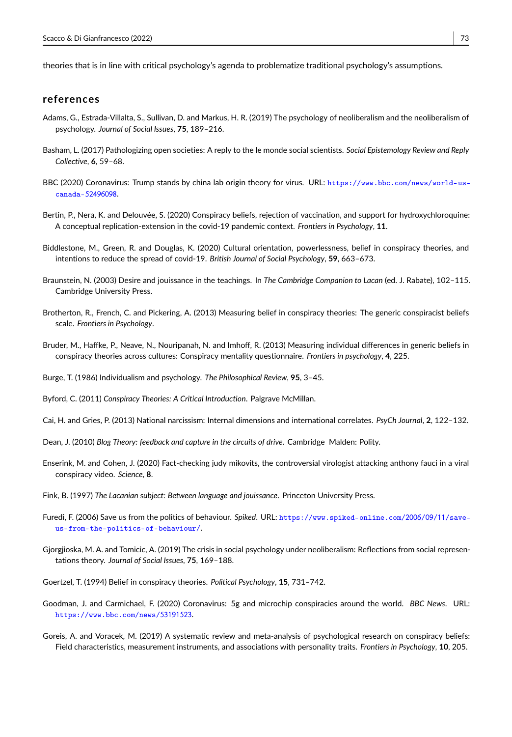theories that is in line with critical psychology's agenda to problematize traditional psychology's assumptions.

## references

Adams, G., Estrada-Villalta, S., Sullivan, D. and Markus, H. R. (2019) The psychology of neoliberalism and the neoliberalism of psychology. *Journal of Social Issues*, **75**, 189–216.

Basham, L. (2017) Pathologizing open societies: A reply to the le monde social scientists. *Social Epistemology Review and Reply Collective*, **6**, 59–68.

BBC (2020) Coronavirus: Trump stands by china lab origin theory for virus. URL: https://www.bbc.com/news/world-us-canada-52496098.

Bertin, P., Nera, K. and Delouvée, S. (2020) Conspiracy beliefs, rejection of vaccination, and support for hydroxychloroquine: A conceptual replication-extension in the covid-19 pandemic context. *Frontiers in Psychology*, **11**.

Biddlestone, M., Green, R. and Douglas, K. (2020) Cultural orientation, powerlessness, belief in conspiracy theories, and intentions to reduce the spread of covid-19. *British Journal of Social Psychology*, **59**, 663–673.

Braunstein, N. (2003) Desire and jouissance in the teachings. In *The Cambridge Companion to Lacan* (ed. J. Rabate), 102–115. Cambridge University Press.

Brotherton, R., French, C. and Pickering, A. (2013) Measuring belief in conspiracy theories: The generic conspiracist beliefs scale. *Frontiers in Psychology*.

Bruder, M., Haffke, P., Neave, N., Nouripanah, N. and Imhoff, R. (2013) Measuring individual differences in generic beliefs in conspiracy theories across cultures: Conspiracy mentality questionnaire. *Frontiers in psychology*, **4**, 225.

Burge, T. (1986) Individualism and psychology. *The Philosophical Review*, **95**, 3–45.

Byford, C. (2011) *Conspiracy Theories: A Critical Introduction*. Palgrave McMillan.

Cai, H. and Gries, P. (2013) National narcissism: Internal dimensions and international correlates. *PsyCh Journal*, **2**, 122–132.

Dean, J. (2010) *Blog Theory: feedback and capture in the circuits of drive*. Cambridge Malden: Polity.

Enserink, M. and Cohen, J. (2020) Fact-checking judy mikovits, the controversial virologist attacking anthony fauci in a viral conspiracy video. *Science*, **8**.

Fink, B. (1997) *The Lacanian subject: Between language and jouissance*. Princeton University Press.

Furedi, F. (2006) Save us from the politics of behaviour. *Spiked*. URL: https://www.spiked-online.com/2006/09/11/save-us-from-the-politics-of-behaviour/.

Gjorgjioska, M. A. and Tomicic, A. (2019) The crisis in social psychology under neoliberalism: Reflections from social representations theory. *Journal of Social Issues*, **75**, 169–188.

Goertzel, T. (1994) Belief in conspiracy theories. *Political Psychology*, **15**, 731–742.

Goodman, J. and Carmichael, F. (2020) Coronavirus: 5g and microchip conspiracies around the world. *BBC News*. URL: https://www.bbc.com/news/53191523.

Goreis, A. and Voracek, M. (2019) A systematic review and meta-analysis of psychological research on conspiracy beliefs: Field characteristics, measurement instruments, and associations with personality traits. *Frontiers in Psychology*, **10**, 205.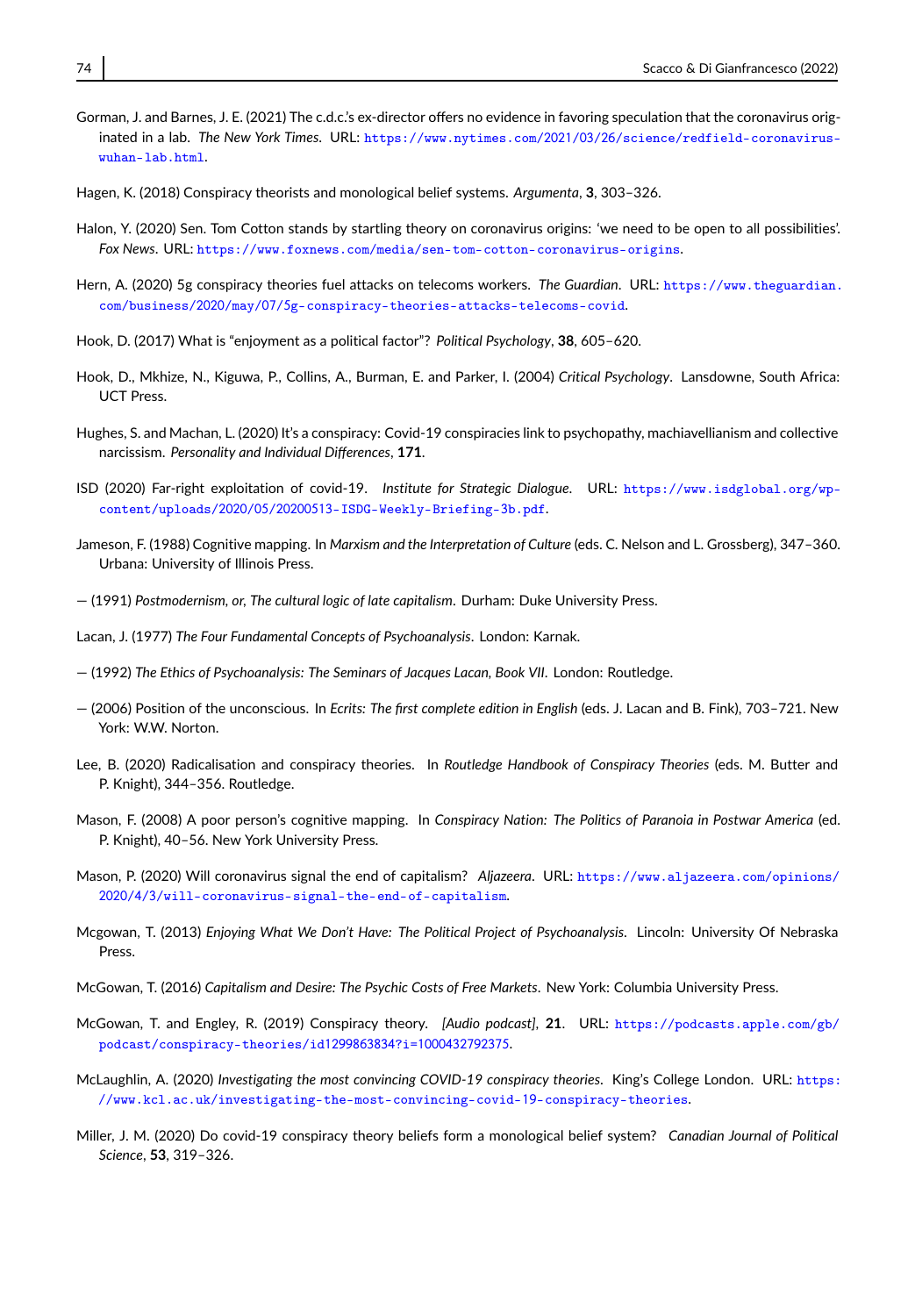Gorman, J. and Barnes, J. E. (2021) The c.d.c.'s ex-director offers no evidence in favoring speculation that the coronavirus originated in a lab. *The New York Times*. URL: https://www.nytimes.com/2021/03/26/science/redfield-coronavirus-wuhan-lab.html.

Hagen, K. (2018) Conspiracy theorists and monological belief systems. *Argumenta*, **3**, 303–326.

Halon, Y. (2020) Sen. Tom Cotton stands by startling theory on coronavirus origins: 'we need to be open to all possibilities'. *Fox News*. URL: https://www.foxnews.com/media/sen-tom-cotton-coronavirus-origins.

Hern, A. (2020) 5g conspiracy theories fuel attacks on telecoms workers. *The Guardian*. URL: https://www.theguardian.com/business/2020/may/07/5g-conspiracy-theories-attacks-telecoms-covid.

Hook, D. (2017) What is "enjoyment as a political factor"? *Political Psychology*, **38**, 605–620.

Hook, D., Mkhize, N., Kiguwa, P., Collins, A., Burman, E. and Parker, I. (2004) *Critical Psychology*. Lansdowne, South Africa: UCT Press.

Hughes, S. and Machan, L. (2020) It's a conspiracy: Covid-19 conspiracies link to psychopathy, machiavellianism and collective narcissism. *Personality and Individual Differences*, **171**.

ISD (2020) Far-right exploitation of covid-19. *Institute for Strategic Dialogue*. URL: https://www.isdglobal.org/wp-content/uploads/2020/05/20200513-ISDG-Weekly-Briefing-3b.pdf.

Jameson, F. (1988) Cognitive mapping. In *Marxism and the Interpretation of Culture* (eds. C. Nelson and L. Grossberg), 347–360. Urbana: University of Illinois Press.

— (1991) *Postmodernism, or, The cultural logic of late capitalism*. Durham: Duke University Press.

Lacan, J. (1977) *The Four Fundamental Concepts of Psychoanalysis*. London: Karnak.

— (1992) *The Ethics of Psychoanalysis: The Seminars of Jacques Lacan, Book VII*. London: Routledge.

— (2006) Position of the unconscious. In *Ecrits: The first complete edition in English* (eds. J. Lacan and B. Fink), 703–721. New York: W.W. Norton.

Lee, B. (2020) Radicalisation and conspiracy theories. In *Routledge Handbook of Conspiracy Theories* (eds. M. Butter and P. Knight), 344–356. Routledge.

Mason, F. (2008) A poor person's cognitive mapping. In *Conspiracy Nation: The Politics of Paranoia in Postwar America* (ed. P. Knight), 40–56. New York University Press.

Mason, P. (2020) Will coronavirus signal the end of capitalism? *Aljazeera*. URL: https://www.aljazeera.com/opinions/2020/4/3/will-coronavirus-signal-the-end-of-capitalism.

Mcgowan, T. (2013) *Enjoying What We Don't Have: The Political Project of Psychoanalysis*. Lincoln: University Of Nebraska Press.

McGowan, T. (2016) *Capitalism and Desire: The Psychic Costs of Free Markets*. New York: Columbia University Press.

McGowan, T. and Engley, R. (2019) Conspiracy theory. *[Audio podcast]*, **21**. URL: https://podcasts.apple.com/gb/podcast/conspiracy-theories/id1299863834?i=1000432792375.

McLaughlin, A. (2020) *Investigating the most convincing COVID-19 conspiracy theories*. King's College London. URL: https://www.kcl.ac.uk/investigating-the-most-convincing-covid-19-conspiracy-theories.

Miller, J. M. (2020) Do covid-19 conspiracy theory beliefs form a monological belief system? *Canadian Journal of Political Science*, **53**, 319–326.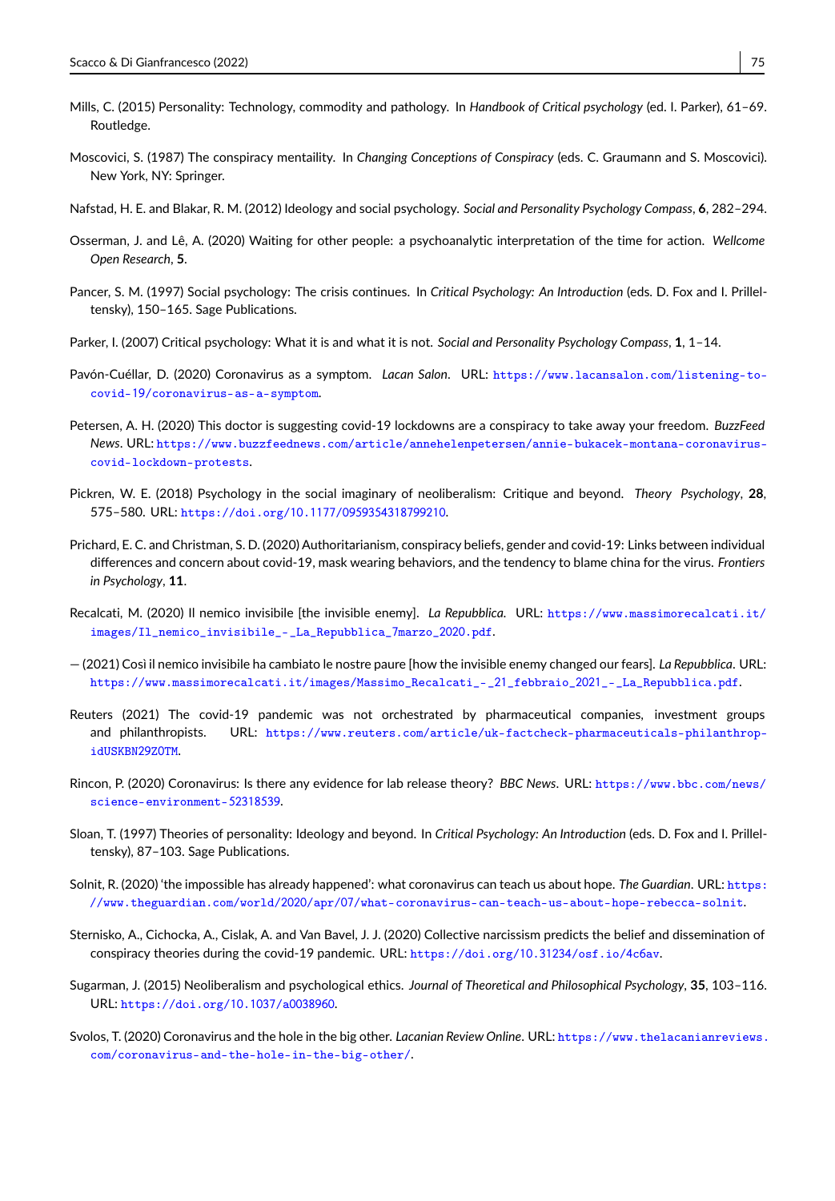Mills, C. (2015) Personality: Technology, commodity and pathology. In *Handbook of Critical psychology* (ed. I. Parker), 61–69. Routledge.

Moscovici, S. (1987) The conspiracy mentaility. In *Changing Conceptions of Conspiracy* (eds. C. Graumann and S. Moscovici). New York, NY: Springer.

Nafstad, H. E. and Blakar, R. M. (2012) Ideology and social psychology. *Social and Personality Psychology Compass*, **6**, 282–294.

Osserman, J. and Lê, A. (2020) Waiting for other people: a psychoanalytic interpretation of the time for action. *Wellcome Open Research*, **5**.

Pancer, S. M. (1997) Social psychology: The crisis continues. In *Critical Psychology: An Introduction* (eds. D. Fox and I. Prilleltensky), 150–165. Sage Publications.

Parker, I. (2007) Critical psychology: What it is and what it is not. *Social and Personality Psychology Compass*, **1**, 1–14.

Pavón-Cuéllar, D. (2020) Coronavirus as a symptom. *Lacan Salon*. URL: https://www.lacansalon.com/listening-to-covid-19/coronavirus-as-a-symptom.

Petersen, A. H. (2020) This doctor is suggesting covid-19 lockdowns are a conspiracy to take away your freedom. *BuzzFeed News*. URL: https://www.buzzfeednews.com/article/annehelenpetersen/annie-bukacek-montana-coronavirus-covid-lockdown-protests.

Pickren, W. E. (2018) Psychology in the social imaginary of neoliberalism: Critique and beyond. *Theory Psychology*, **28**, 575–580. URL: https://doi.org/10.1177/0959354318799210.

Prichard, E. C. and Christman, S. D. (2020) Authoritarianism, conspiracy beliefs, gender and covid-19: Links between individual differences and concern about covid-19, mask wearing behaviors, and the tendency to blame china for the virus. *Frontiers in Psychology*, **11**.

Recalcati, M. (2020) Il nemico invisibile [the invisible enemy]. *La Repubblica*. URL: https://www.massimorecalcati.it/images/Il_nemico_invisibile_-_La_Repubblica_7marzo_2020.pdf.

— (2021) Così il nemico invisibile ha cambiato le nostre paure [how the invisible enemy changed our fears]. *La Repubblica*. URL: https://www.massimorecalcati.it/images/Massimo_Recalcati_-_21_febbraio_2021_-_La_Repubblica.pdf.

Reuters (2021) The covid-19 pandemic was not orchestrated by pharmaceutical companies, investment groups and philanthropists. URL: https://www.reuters.com/article/uk-factcheck-pharmaceuticals-philanthrop-idUSKBN29Z0TM.

Rincon, P. (2020) Coronavirus: Is there any evidence for lab release theory? *BBC News*. URL: https://www.bbc.com/news/science-environment-52318539.

Sloan, T. (1997) Theories of personality: Ideology and beyond. In *Critical Psychology: An Introduction* (eds. D. Fox and I. Prilleltensky), 87–103. Sage Publications.

Solnit, R. (2020) 'the impossible has already happened': what coronavirus can teach us about hope. *The Guardian*. URL: https://www.theguardian.com/world/2020/apr/07/what-coronavirus-can-teach-us-about-hope-rebecca-solnit.

Sternisko, A., Cichocka, A., Cislak, A. and Van Bavel, J. J. (2020) Collective narcissism predicts the belief and dissemination of conspiracy theories during the covid-19 pandemic. URL: https://doi.org/10.31234/osf.io/4c6av.

Sugarman, J. (2015) Neoliberalism and psychological ethics. *Journal of Theoretical and Philosophical Psychology*, **35**, 103–116. URL: https://doi.org/10.1037/a0038960.

Svolos, T. (2020) Coronavirus and the hole in the big other. *Lacanian Review Online*. URL: https://www.thelacanianreviews.com/coronavirus-and-the-hole-in-the-big-other/.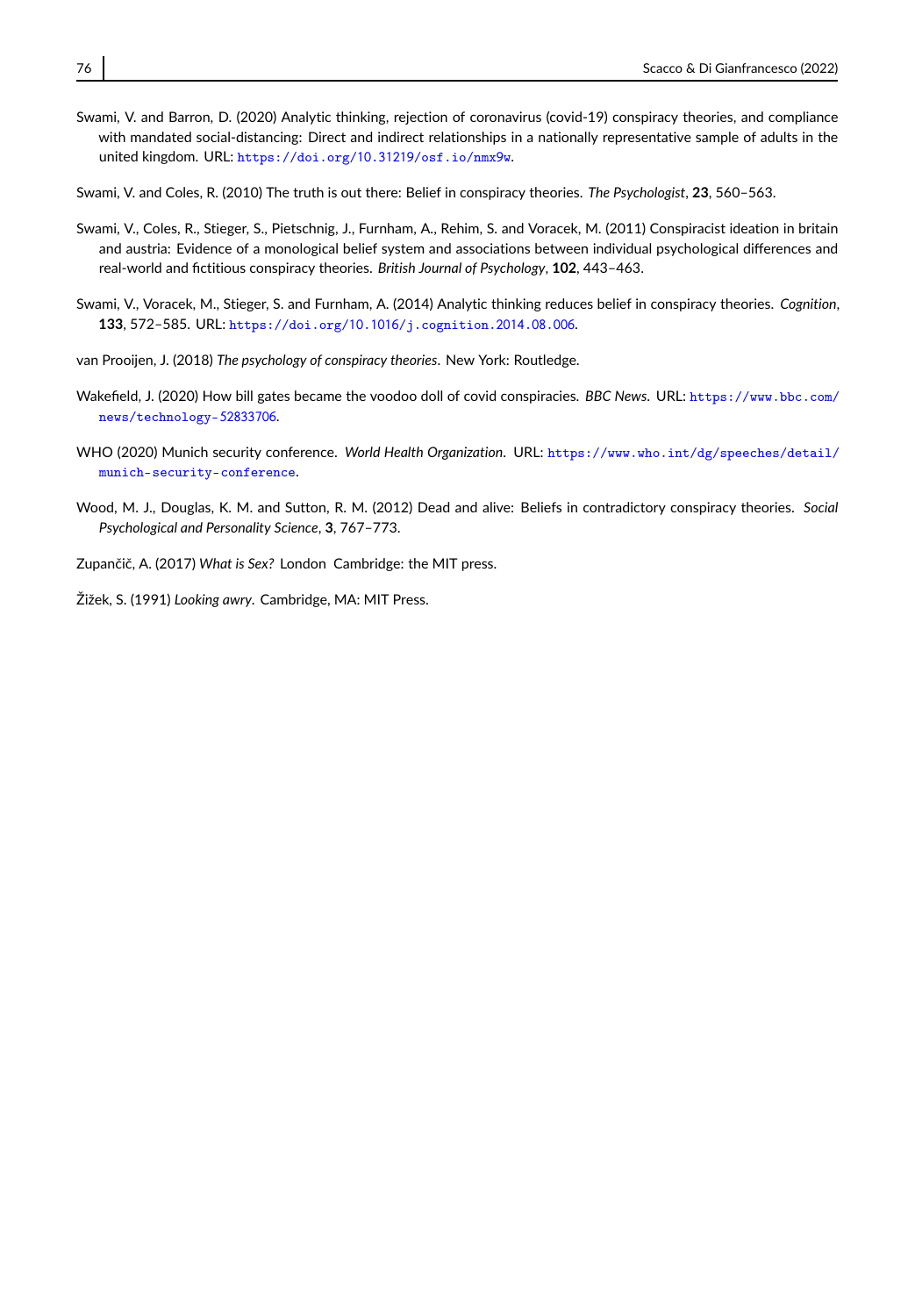Swami, V. and Barron, D. (2020) Analytic thinking, rejection of coronavirus (covid-19) conspiracy theories, and compliance with mandated social-distancing: Direct and indirect relationships in a nationally representative sample of adults in the united kingdom. URL: https://doi.org/10.31219/osf.io/nmx9w.

Swami, V. and Coles, R. (2010) The truth is out there: Belief in conspiracy theories. *The Psychologist*, **23**, 560–563.

Swami, V., Coles, R., Stieger, S., Pietschnig, J., Furnham, A., Rehim, S. and Voracek, M. (2011) Conspiracist ideation in britain and austria: Evidence of a monological belief system and associations between individual psychological differences and real-world and fictitious conspiracy theories. *British Journal of Psychology*, **102**, 443–463.

Swami, V., Voracek, M., Stieger, S. and Furnham, A. (2014) Analytic thinking reduces belief in conspiracy theories. *Cognition*, **133**, 572–585. URL: https://doi.org/10.1016/j.cognition.2014.08.006.

van Prooijen, J. (2018) *The psychology of conspiracy theories*. New York: Routledge.

Wakefield, J. (2020) How bill gates became the voodoo doll of covid conspiracies. *BBC News*. URL: https://www.bbc.com/news/technology-52833706.

WHO (2020) Munich security conference. *World Health Organization*. URL: https://www.who.int/dg/speeches/detail/munich-security-conference.

Wood, M. J., Douglas, K. M. and Sutton, R. M. (2012) Dead and alive: Beliefs in contradictory conspiracy theories. *Social Psychological and Personality Science*, **3**, 767–773.

Zupančič, A. (2017) *What is Sex?* London Cambridge: the MIT press.

Žižek, S. (1991) *Looking awry*. Cambridge, MA: MIT Press.